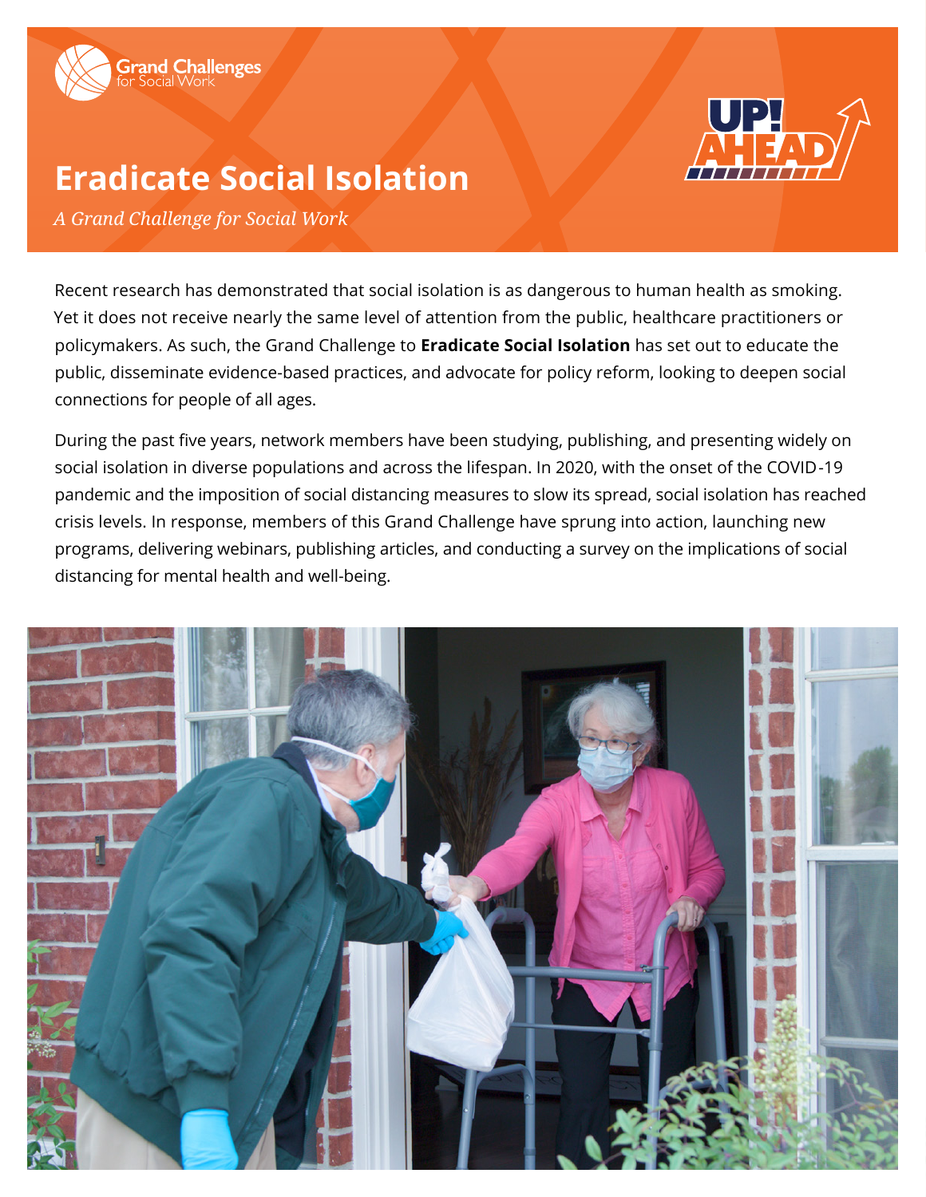Grand Challenges for Social Work

# Eradicate Social Isolation

*A Grand Challenge for Social Work*

UP! AHEAD

Recent research has demonstrated that social isolation is as dangerous to human health as smoking. Yet it does not receive nearly the same level of attention from the public, healthcare practitioners or policymakers. As such, the Grand Challenge to **Eradicate Social Isolation** has set out to educate the public, disseminate evidence-based practices, and advocate for policy reform, looking to deepen social connections for people of all ages.

During the past five years, network members have been studying, publishing, and presenting widely on social isolation in diverse populations and across the lifespan. In 2020, with the onset of the COVID-19 pandemic and the imposition of social distancing measures to slow its spread, social isolation has reached crisis levels. In response, members of this Grand Challenge have sprung into action, launching new programs, delivering webinars, publishing articles, and conducting a survey on the implications of social distancing for mental health and well-being.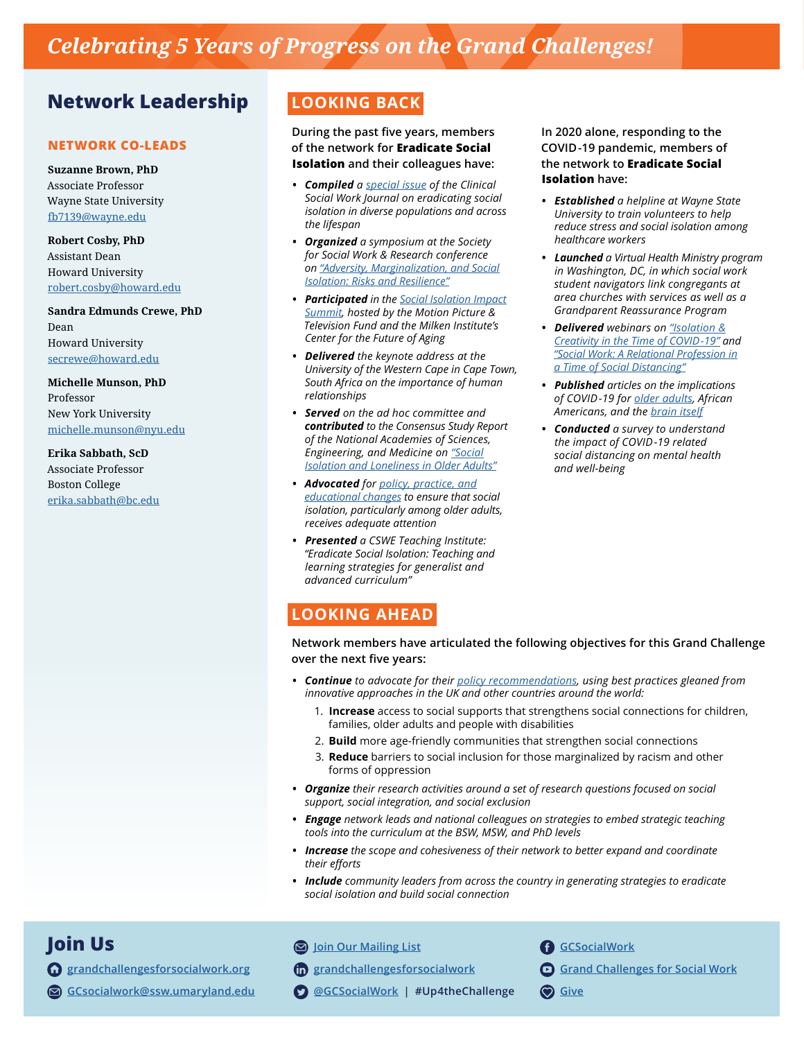# Celebrating 5 Years of Progress on the Grand Challenges!

## Network Leadership

### NETWORK CO-LEADS

**Suzanne Brown, PhD**
Associate Professor
Wayne State University
fb7139@wayne.edu

**Robert Cosby, PhD**
Assistant Dean
Howard University
robert.cosby@howard.edu

**Sandra Edmunds Crewe, PhD**
Dean
Howard University
secrewe@howard.edu

**Michelle Munson, PhD**
Professor
New York University
michelle.munson@nyu.edu

**Erika Sabbath, ScD**
Associate Professor
Boston College
erika.sabbath@bc.edu

## LOOKING BACK

During the past five years, members of the network for **Eradicate Social Isolation** and their colleagues have:

- ***Compiled*** *a special issue of the Clinical Social Work Journal on eradicating social isolation in diverse populations and across the lifespan*
- ***Organized*** *a symposium at the Society for Social Work & Research conference on "Adversity, Marginalization, and Social Isolation: Risks and Resilience"*
- ***Participated*** *in the Social Isolation Impact Summit, hosted by the Motion Picture & Television Fund and the Milken Institute's Center for the Future of Aging*
- ***Delivered*** *the keynote address at the University of the Western Cape in Cape Town, South Africa on the importance of human relationships*
- ***Served*** *on the ad hoc committee and* ***contributed*** *to the Consensus Study Report of the National Academies of Sciences, Engineering, and Medicine on "Social Isolation and Loneliness in Older Adults"*
- ***Advocated*** *for policy, practice, and educational changes to ensure that social isolation, particularly among older adults, receives adequate attention*
- ***Presented*** *a CSWE Teaching Institute: "Eradicate Social Isolation: Teaching and learning strategies for generalist and advanced curriculum"*

In 2020 alone, responding to the COVID-19 pandemic, members of the network to **Eradicate Social Isolation** have:

- ***Established*** *a helpline at Wayne State University to train volunteers to help reduce stress and social isolation among healthcare workers*
- ***Launched*** *a Virtual Health Ministry program in Washington, DC, in which social work student navigators link congregants at area churches with services as well as a Grandparent Reassurance Program*
- ***Delivered*** *webinars on "Isolation & Creativity in the Time of COVID-19" and "Social Work: A Relational Profession in a Time of Social Distancing"*
- ***Published*** *articles on the implications of COVID-19 for older adults, African Americans, and the brain itself*
- ***Conducted*** *a survey to understand the impact of COVID-19 related social distancing on mental health and well-being*

## LOOKING AHEAD

Network members have articulated the following objectives for this Grand Challenge over the next five years:

- ***Continue*** *to advocate for their policy recommendations, using best practices gleaned from innovative approaches in the UK and other countries around the world:*
  1. **Increase** access to social supports that strengthens social connections for children, families, older adults and people with disabilities
  2. **Build** more age-friendly communities that strengthen social connections
  3. **Reduce** barriers to social inclusion for those marginalized by racism and other forms of oppression
- ***Organize*** *their research activities around a set of research questions focused on social support, social integration, and social exclusion*
- ***Engage*** *network leads and national colleagues on strategies to embed strategic teaching tools into the curriculum at the BSW, MSW, and PhD levels*
- ***Increase*** *the scope and cohesiveness of their network to better expand and coordinate their efforts*
- ***Include*** *community leaders from across the country in generating strategies to eradicate social isolation and build social connection*

## Join Us

grandchallengesforsocialwork.org
GCsocialwork@ssw.umaryland.edu
Join Our Mailing List
grandchallengesforsocialwork
@GCSocialWork | #Up4theChallenge
GCSocialWork
Grand Challenges for Social Work
Give